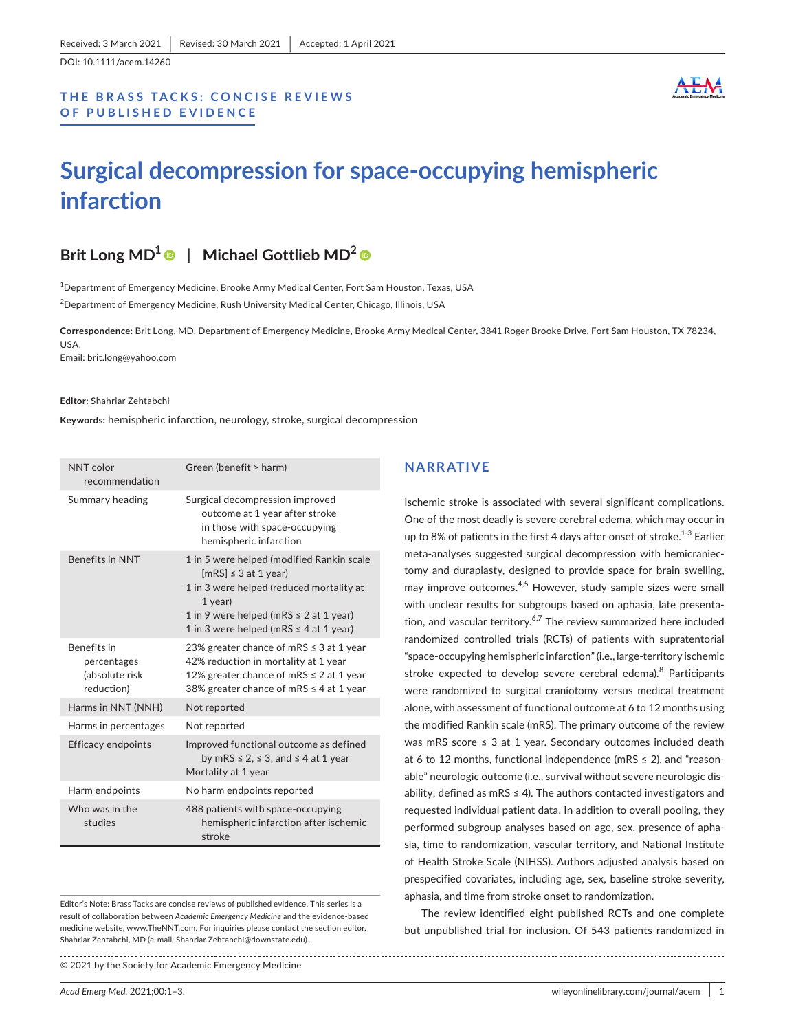Received: 3 March 2021 | Revised: 30 March 2021 | Accepted: 1 April 2021

DOI: 10.1111/acem.14260

THE BRASS TACKS: CONCISE REVIEWS OF PUBLISHED EVIDENCE

# Surgical decompression for space-occupying hemispheric infarction

**Brit Long MD[1]** | **Michael Gottlieb MD[2]**

[1]Department of Emergency Medicine, Brooke Army Medical Center, Fort Sam Houston, Texas, USA

[2]Department of Emergency Medicine, Rush University Medical Center, Chicago, Illinois, USA

**Correspondence**: Brit Long, MD, Department of Emergency Medicine, Brooke Army Medical Center, 3841 Roger Brooke Drive, Fort Sam Houston, TX 78234, USA.
Email: brit.long@yahoo.com

**Editor:** Shahriar Zehtabchi

**Keywords:** hemispheric infarction, neurology, stroke, surgical decompression

| | |
|---|---|
| NNT color recommendation | Green (benefit > harm) |
| Summary heading | Surgical decompression improved outcome at 1 year after stroke in those with space-occupying hemispheric infarction |
| Benefits in NNT | 1 in 5 were helped (modified Rankin scale [mRS] ≤ 3 at 1 year)<br>1 in 3 were helped (reduced mortality at 1 year)<br>1 in 9 were helped (mRS ≤ 2 at 1 year)<br>1 in 3 were helped (mRS ≤ 4 at 1 year) |
| Benefits in percentages (absolute risk reduction) | 23% greater chance of mRS ≤ 3 at 1 year<br>42% reduction in mortality at 1 year<br>12% greater chance of mRS ≤ 2 at 1 year<br>38% greater chance of mRS ≤ 4 at 1 year |
| Harms in NNT (NNH) | Not reported |
| Harms in percentages | Not reported |
| Efficacy endpoints | Improved functional outcome as defined by mRS ≤ 2, ≤ 3, and ≤ 4 at 1 year<br>Mortality at 1 year |
| Harm endpoints | No harm endpoints reported |
| Who was in the studies | 488 patients with space-occupying hemispheric infarction after ischemic stroke |

## NARRATIVE

Ischemic stroke is associated with several significant complications. One of the most deadly is severe cerebral edema, which may occur in up to 8% of patients in the first 4 days after onset of stroke.[1-3] Earlier meta-analyses suggested surgical decompression with hemicraniectomy and duraplasty, designed to provide space for brain swelling, may improve outcomes.[4,5] However, study sample sizes were small with unclear results for subgroups based on aphasia, late presentation, and vascular territory.[6,7] The review summarized here included randomized controlled trials (RCTs) of patients with supratentorial "space-occupying hemispheric infarction" (i.e., large-territory ischemic stroke expected to develop severe cerebral edema).[8] Participants were randomized to surgical craniotomy versus medical treatment alone, with assessment of functional outcome at 6 to 12 months using the modified Rankin scale (mRS). The primary outcome of the review was mRS score ≤ 3 at 1 year. Secondary outcomes included death at 6 to 12 months, functional independence (mRS ≤ 2), and "reasonable" neurologic outcome (i.e., survival without severe neurologic disability; defined as mRS ≤ 4). The authors contacted investigators and requested individual patient data. In addition to overall pooling, they performed subgroup analyses based on age, sex, presence of aphasia, time to randomization, vascular territory, and National Institute of Health Stroke Scale (NIHSS). Authors adjusted analysis based on prespecified covariates, including age, sex, baseline stroke severity, aphasia, and time from stroke onset to randomization.

The review identified eight published RCTs and one complete but unpublished trial for inclusion. Of 543 patients randomized in

Editor's Note: Brass Tacks are concise reviews of published evidence. This series is a result of collaboration between *Academic Emergency Medicine* and the evidence-based medicine website, www.TheNNT.com. For inquiries please contact the section editor, Shahriar Zehtabchi, MD (e-mail: Shahriar.Zehtabchi@downstate.edu).

© 2021 by the Society for Academic Emergency Medicine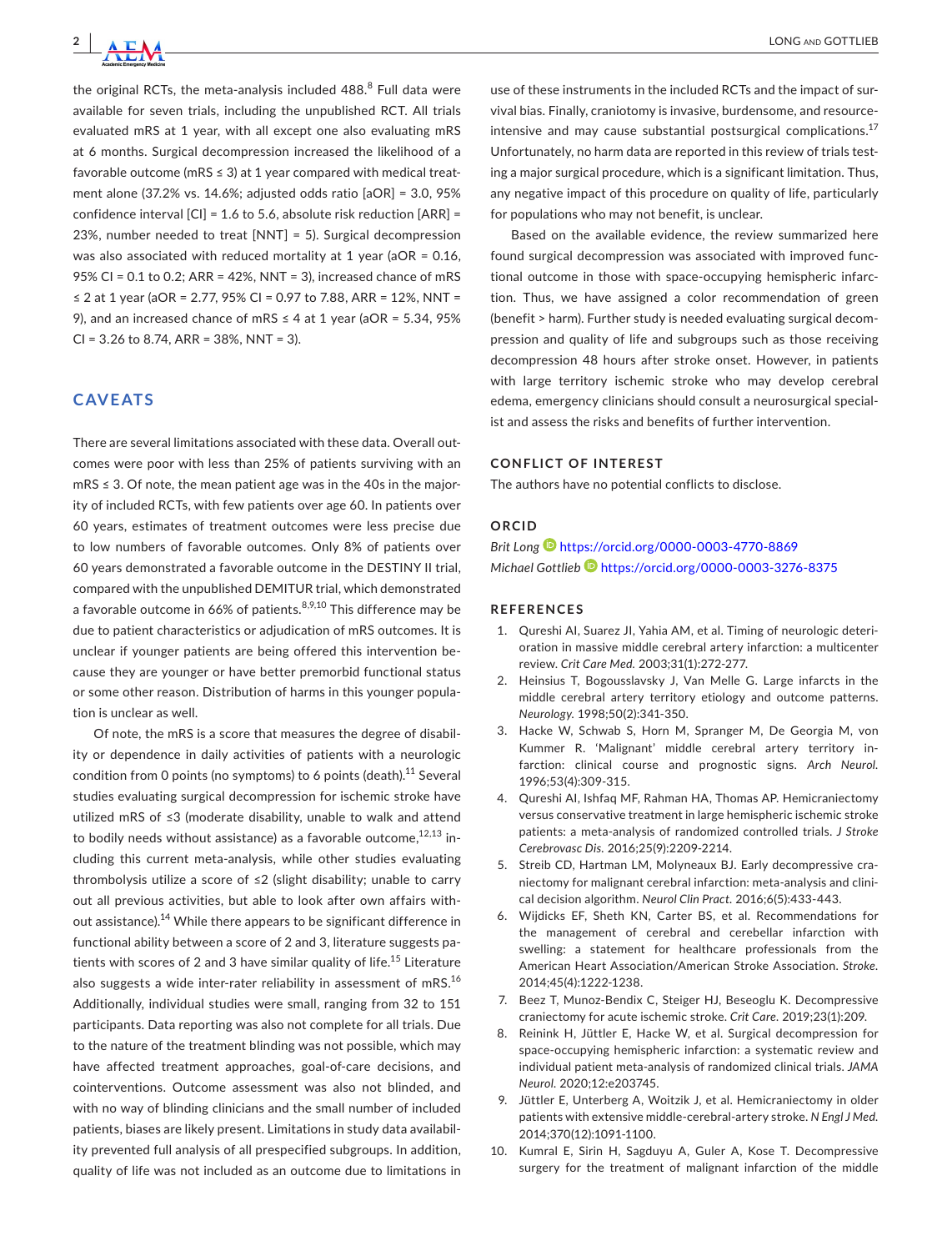the original RCTs, the meta-analysis included 488.[8] Full data were available for seven trials, including the unpublished RCT. All trials evaluated mRS at 1 year, with all except one also evaluating mRS at 6 months. Surgical decompression increased the likelihood of a favorable outcome (mRS ≤ 3) at 1 year compared with medical treatment alone (37.2% vs. 14.6%; adjusted odds ratio [aOR] = 3.0, 95% confidence interval [CI] = 1.6 to 5.6, absolute risk reduction [ARR] = 23%, number needed to treat [NNT] = 5). Surgical decompression was also associated with reduced mortality at 1 year (aOR = 0.16, 95% CI = 0.1 to 0.2; ARR = 42%, NNT = 3), increased chance of mRS ≤ 2 at 1 year (aOR = 2.77, 95% CI = 0.97 to 7.88, ARR = 12%, NNT = 9), and an increased chance of mRS ≤ 4 at 1 year (aOR = 5.34, 95% CI = 3.26 to 8.74, ARR = 38%, NNT = 3).

## CAVEATS

There are several limitations associated with these data. Overall outcomes were poor with less than 25% of patients surviving with an mRS ≤ 3. Of note, the mean patient age was in the 40s in the majority of included RCTs, with few patients over age 60. In patients over 60 years, estimates of treatment outcomes were less precise due to low numbers of favorable outcomes. Only 8% of patients over 60 years demonstrated a favorable outcome in the DESTINY II trial, compared with the unpublished DEMITUR trial, which demonstrated a favorable outcome in 66% of patients.[8,9,10] This difference may be due to patient characteristics or adjudication of mRS outcomes. It is unclear if younger patients are being offered this intervention because they are younger or have better premorbid functional status or some other reason. Distribution of harms in this younger population is unclear as well.

Of note, the mRS is a score that measures the degree of disability or dependence in daily activities of patients with a neurologic condition from 0 points (no symptoms) to 6 points (death).[11] Several studies evaluating surgical decompression for ischemic stroke have utilized mRS of ≤3 (moderate disability, unable to walk and attend to bodily needs without assistance) as a favorable outcome,[12,13] including this current meta-analysis, while other studies evaluating thrombolysis utilize a score of ≤2 (slight disability; unable to carry out all previous activities, but able to look after own affairs without assistance).[14] While there appears to be significant difference in functional ability between a score of 2 and 3, literature suggests patients with scores of 2 and 3 have similar quality of life.[15] Literature also suggests a wide inter-rater reliability in assessment of mRS.[16] Additionally, individual studies were small, ranging from 32 to 151 participants. Data reporting was also not complete for all trials. Due to the nature of the treatment blinding was not possible, which may have affected treatment approaches, goal-of-care decisions, and cointerventions. Outcome assessment was also not blinded, and with no way of blinding clinicians and the small number of included patients, biases are likely present. Limitations in study data availability prevented full analysis of all prespecified subgroups. In addition, quality of life was not included as an outcome due to limitations in use of these instruments in the included RCTs and the impact of survival bias. Finally, craniotomy is invasive, burdensome, and resource-intensive and may cause substantial postsurgical complications.[17] Unfortunately, no harm data are reported in this review of trials testing a major surgical procedure, which is a significant limitation. Thus, any negative impact of this procedure on quality of life, particularly for populations who may not benefit, is unclear.

Based on the available evidence, the review summarized here found surgical decompression was associated with improved functional outcome in those with space-occupying hemispheric infarction. Thus, we have assigned a color recommendation of green (benefit > harm). Further study is needed evaluating surgical decompression and quality of life and subgroups such as those receiving decompression 48 hours after stroke onset. However, in patients with large territory ischemic stroke who may develop cerebral edema, emergency clinicians should consult a neurosurgical specialist and assess the risks and benefits of further intervention.

### CONFLICT OF INTEREST

The authors have no potential conflicts to disclose.

### ORCID

*Brit Long* https://orcid.org/0000-0003-4770-8869
*Michael Gottlieb* https://orcid.org/0000-0003-3276-8375

### REFERENCES

1. Qureshi AI, Suarez JI, Yahia AM, et al. Timing of neurologic deterioration in massive middle cerebral artery infarction: a multicenter review. *Crit Care Med.* 2003;31(1):272-277.
2. Heinsius T, Bogousslavsky J, Van Melle G. Large infarcts in the middle cerebral artery territory etiology and outcome patterns. *Neurology.* 1998;50(2):341-350.
3. Hacke W, Schwab S, Horn M, Spranger M, De Georgia M, von Kummer R. 'Malignant' middle cerebral artery territory infarction: clinical course and prognostic signs. *Arch Neurol.* 1996;53(4):309-315.
4. Qureshi AI, Ishfaq MF, Rahman HA, Thomas AP. Hemicraniectomy versus conservative treatment in large hemispheric ischemic stroke patients: a meta-analysis of randomized controlled trials. *J Stroke Cerebrovasc Dis.* 2016;25(9):2209-2214.
5. Streib CD, Hartman LM, Molyneaux BJ. Early decompressive craniectomy for malignant cerebral infarction: meta-analysis and clinical decision algorithm. *Neurol Clin Pract.* 2016;6(5):433-443.
6. Wijdicks EF, Sheth KN, Carter BS, et al. Recommendations for the management of cerebral and cerebellar infarction with swelling: a statement for healthcare professionals from the American Heart Association/American Stroke Association. *Stroke.* 2014;45(4):1222-1238.
7. Beez T, Munoz-Bendix C, Steiger HJ, Beseoglu K. Decompressive craniectomy for acute ischemic stroke. *Crit Care.* 2019;23(1):209.
8. Reinink H, Jüttler E, Hacke W, et al. Surgical decompression for space-occupying hemispheric infarction: a systematic review and individual patient meta-analysis of randomized clinical trials. *JAMA Neurol.* 2020;12:e203745.
9. Jüttler E, Unterberg A, Woitzik J, et al. Hemicraniectomy in older patients with extensive middle-cerebral-artery stroke. *N Engl J Med.* 2014;370(12):1091-1100.
10. Kumral E, Sirin H, Sagduyu A, Guler A, Kose T. Decompressive surgery for the treatment of malignant infarction of the middle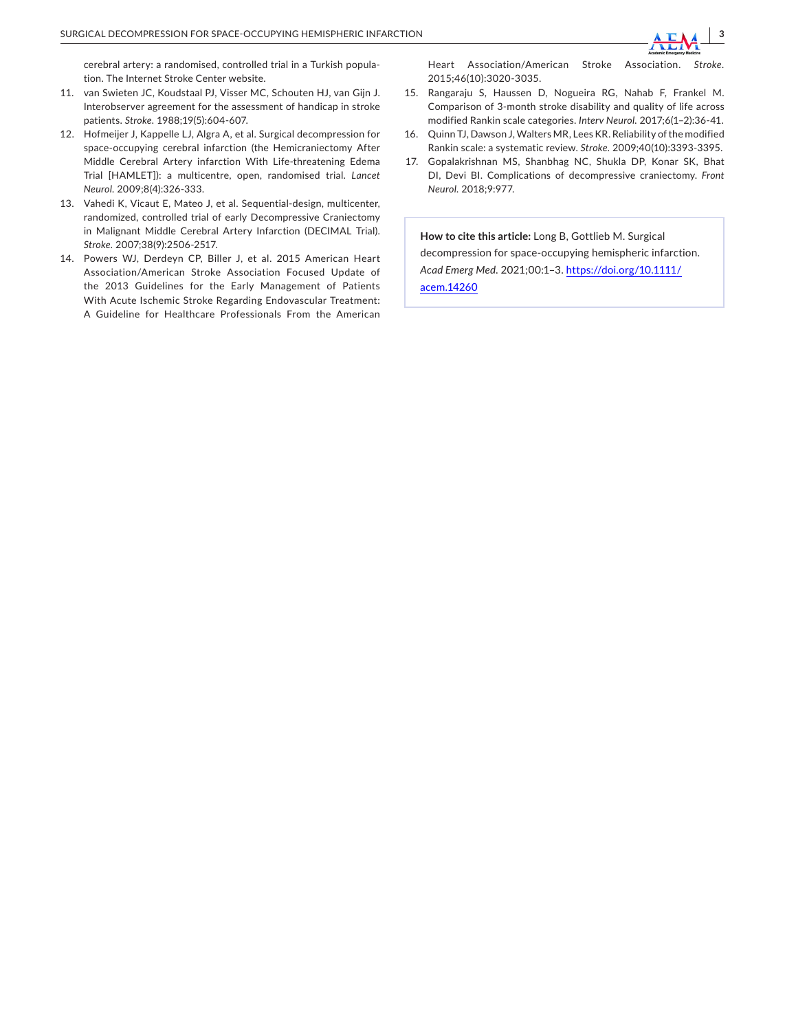cerebral artery: a randomised, controlled trial in a Turkish population. The Internet Stroke Center website.

11. van Swieten JC, Koudstaal PJ, Visser MC, Schouten HJ, van Gijn J. Interobserver agreement for the assessment of handicap in stroke patients. *Stroke*. 1988;19(5):604-607.
12. Hofmeijer J, Kappelle LJ, Algra A, et al. Surgical decompression for space-occupying cerebral infarction (the Hemicraniectomy After Middle Cerebral Artery infarction With Life-threatening Edema Trial [HAMLET]): a multicentre, open, randomised trial. *Lancet Neurol*. 2009;8(4):326-333.
13. Vahedi K, Vicaut E, Mateo J, et al. Sequential-design, multicenter, randomized, controlled trial of early Decompressive Craniectomy in Malignant Middle Cerebral Artery Infarction (DECIMAL Trial). *Stroke*. 2007;38(9):2506-2517.
14. Powers WJ, Derdeyn CP, Biller J, et al. 2015 American Heart Association/American Stroke Association Focused Update of the 2013 Guidelines for the Early Management of Patients With Acute Ischemic Stroke Regarding Endovascular Treatment: A Guideline for Healthcare Professionals From the American Heart Association/American Stroke Association. *Stroke*. 2015;46(10):3020-3035.
15. Rangaraju S, Haussen D, Nogueira RG, Nahab F, Frankel M. Comparison of 3-month stroke disability and quality of life across modified Rankin scale categories. *Interv Neurol*. 2017;6(1–2):36-41.
16. Quinn TJ, Dawson J, Walters MR, Lees KR. Reliability of the modified Rankin scale: a systematic review. *Stroke*. 2009;40(10):3393-3395.
17. Gopalakrishnan MS, Shanbhag NC, Shukla DP, Konar SK, Bhat DI, Devi BI. Complications of decompressive craniectomy. *Front Neurol*. 2018;9:977.

**How to cite this article:** Long B, Gottlieb M. Surgical decompression for space-occupying hemispheric infarction. *Acad Emerg Med*. 2021;00:1–3. https://doi.org/10.1111/acem.14260